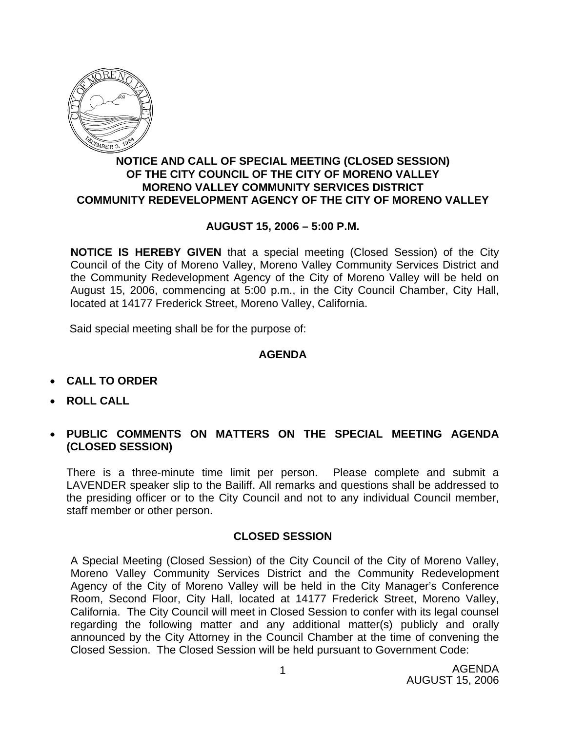**NOTICE AND CALL OF SPECIAL MEETING (CLOSED SESSION) OF THE CITY COUNCIL OF THE CITY OF MORENO VALLEY MORENO VALLEY COMMUNITY SERVICES DISTRICT COMMUNITY REDEVELOPMENT AGENCY OF THE CITY OF MORENO VALLEY**

**AUGUST 15, 2006 – 5:00 P.M.**

**NOTICE IS HEREBY GIVEN** that a special meeting (Closed Session) of the City Council of the City of Moreno Valley, Moreno Valley Community Services District and the Community Redevelopment Agency of the City of Moreno Valley will be held on August 15, 2006, commencing at 5:00 p.m., in the City Council Chamber, City Hall, located at 14177 Frederick Street, Moreno Valley, California.

Said special meeting shall be for the purpose of:

## AGENDA

- **CALL TO ORDER**
- **ROLL CALL**
- **PUBLIC COMMENTS ON MATTERS ON THE SPECIAL MEETING AGENDA (CLOSED SESSION)**

There is a three-minute time limit per person. Please complete and submit a LAVENDER speaker slip to the Bailiff. All remarks and questions shall be addressed to the presiding officer or to the City Council and not to any individual Council member, staff member or other person.

## CLOSED SESSION

A Special Meeting (Closed Session) of the City Council of the City of Moreno Valley, Moreno Valley Community Services District and the Community Redevelopment Agency of the City of Moreno Valley will be held in the City Manager's Conference Room, Second Floor, City Hall, located at 14177 Frederick Street, Moreno Valley, California. The City Council will meet in Closed Session to confer with its legal counsel regarding the following matter and any additional matter(s) publicly and orally announced by the City Attorney in the Council Chamber at the time of convening the Closed Session. The Closed Session will be held pursuant to Government Code: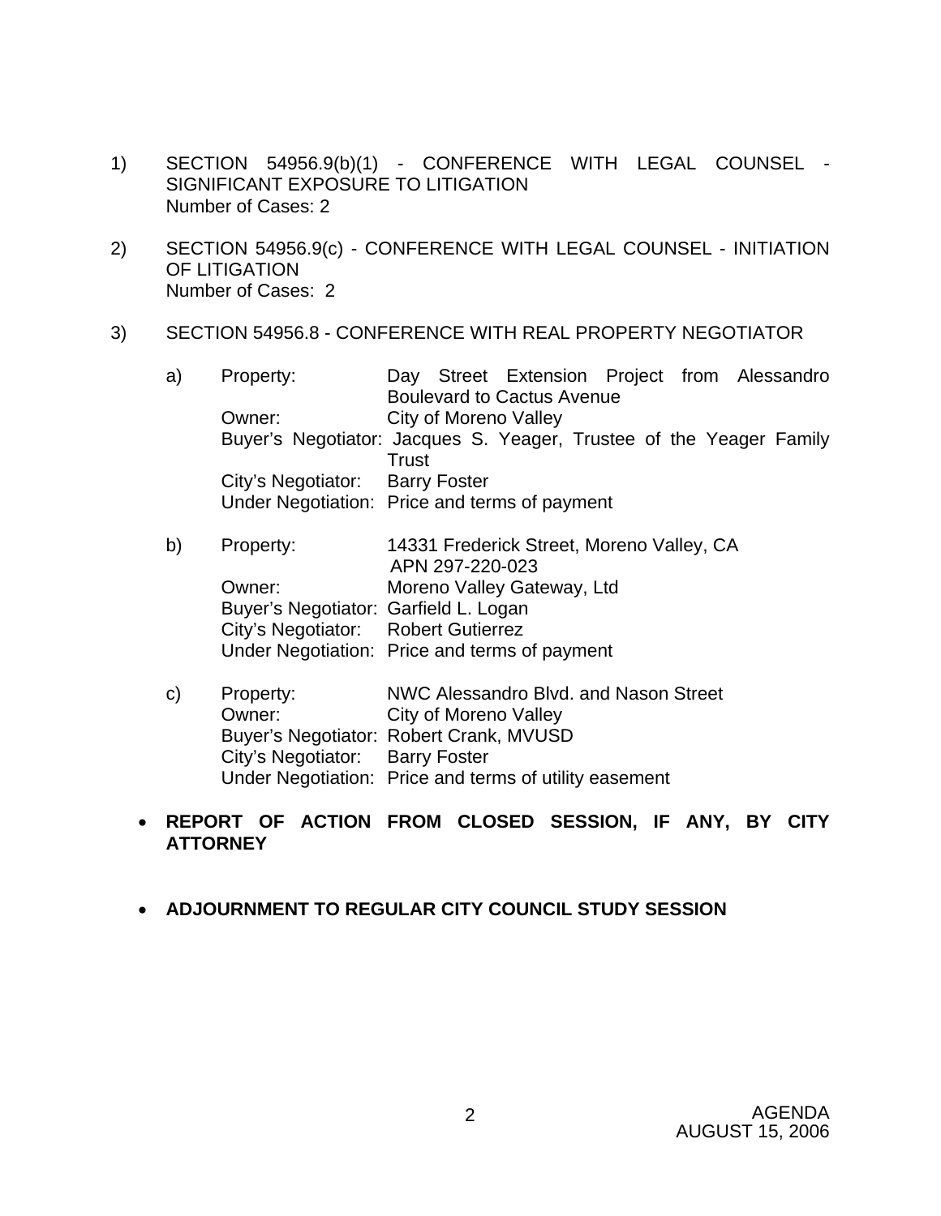1) SECTION 54956.9(b)(1) - CONFERENCE WITH LEGAL COUNSEL - SIGNIFICANT EXPOSURE TO LITIGATION
   Number of Cases: 2

2) SECTION 54956.9(c) - CONFERENCE WITH LEGAL COUNSEL - INITIATION OF LITIGATION
   Number of Cases: 2

3) SECTION 54956.8 - CONFERENCE WITH REAL PROPERTY NEGOTIATOR

   a) Property: Day Street Extension Project from Alessandro Boulevard to Cactus Avenue
      Owner: City of Moreno Valley
      Buyer's Negotiator: Jacques S. Yeager, Trustee of the Yeager Family Trust
      City's Negotiator: Barry Foster
      Under Negotiation: Price and terms of payment

   b) Property: 14331 Frederick Street, Moreno Valley, CA
      APN 297-220-023
      Owner: Moreno Valley Gateway, Ltd
      Buyer's Negotiator: Garfield L. Logan
      City's Negotiator: Robert Gutierrez
      Under Negotiation: Price and terms of payment

   c) Property: NWC Alessandro Blvd. and Nason Street
      Owner: City of Moreno Valley
      Buyer's Negotiator: Robert Crank, MVUSD
      City's Negotiator: Barry Foster
      Under Negotiation: Price and terms of utility easement

- **REPORT OF ACTION FROM CLOSED SESSION, IF ANY, BY CITY ATTORNEY**

- **ADJOURNMENT TO REGULAR CITY COUNCIL STUDY SESSION**